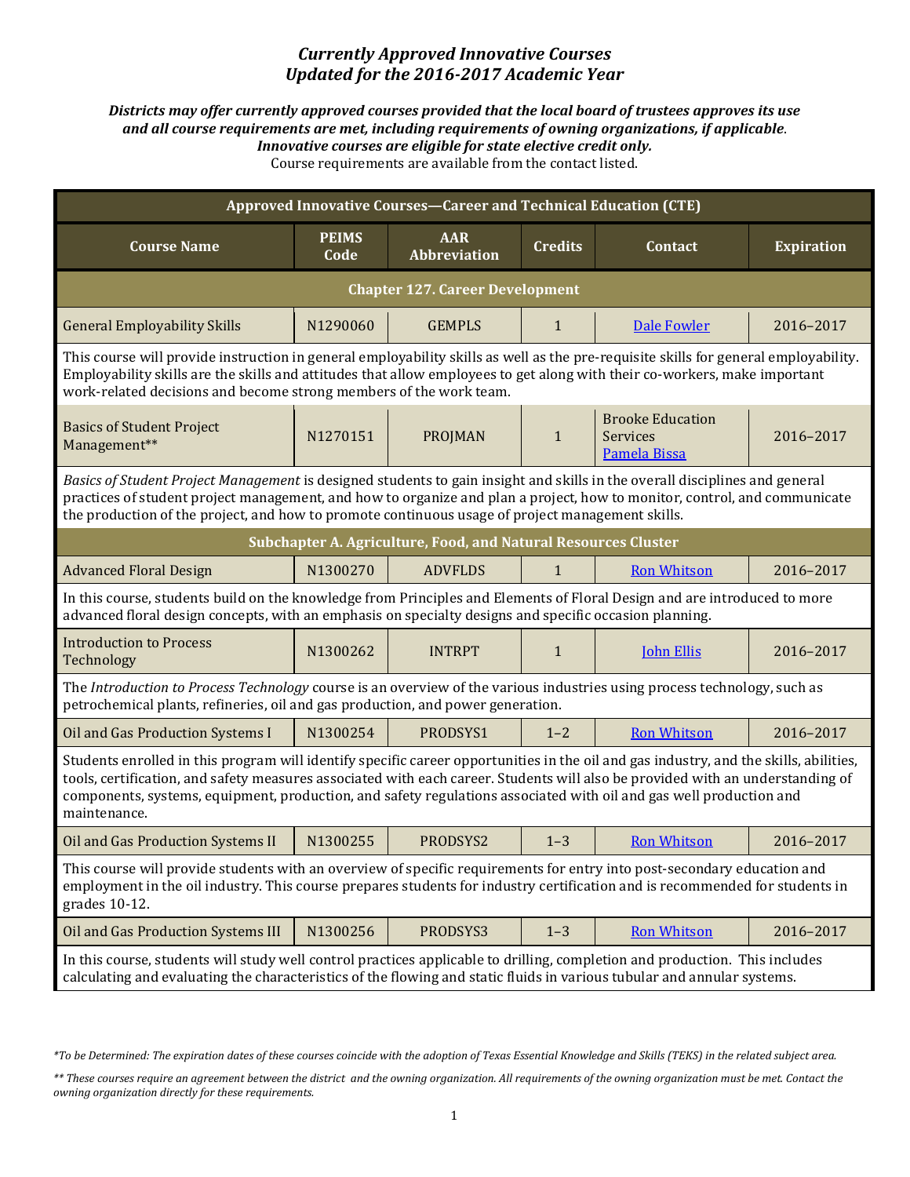# *Currently Approved Innovative Courses*
# *Updated for the 2016-2017 Academic Year*

***Districts may offer currently approved courses provided that the local board of trustees approves its use and all course requirements are met, including requirements of owning organizations, if applicable*.**
***Innovative courses are eligible for state elective credit only.***
Course requirements are available from the contact listed.

| Course Name | PEIMS Code | AAR Abbreviation | Credits | Contact | Expiration |
|---|---|---|---|---|---|
| **Approved Innovative Courses—Career and Technical Education (CTE)** | | | | | |
| **Chapter 127. Career Development** | | | | | |
| General Employability Skills | N1290060 | GEMPLS | 1 | Dale Fowler | 2016–2017 |
| This course will provide instruction in general employability skills as well as the pre-requisite skills for general employability. Employability skills are the skills and attitudes that allow employees to get along with their co-workers, make important work-related decisions and become strong members of the work team. | | | | | |
| Basics of Student Project Management** | N1270151 | PROJMAN | 1 | Brooke Education Services Pamela Bissa | 2016–2017 |
| *Basics of Student Project Management* is designed students to gain insight and skills in the overall disciplines and general practices of student project management, and how to organize and plan a project, how to monitor, control, and communicate the production of the project, and how to promote continuous usage of project management skills. | | | | | |
| **Subchapter A. Agriculture, Food, and Natural Resources Cluster** | | | | | |
| Advanced Floral Design | N1300270 | ADVFLDS | 1 | Ron Whitson | 2016–2017 |
| In this course, students build on the knowledge from Principles and Elements of Floral Design and are introduced to more advanced floral design concepts, with an emphasis on specialty designs and specific occasion planning. | | | | | |
| Introduction to Process Technology | N1300262 | INTRPT | 1 | John Ellis | 2016–2017 |
| The *Introduction to Process Technology* course is an overview of the various industries using process technology, such as petrochemical plants, refineries, oil and gas production, and power generation. | | | | | |
| Oil and Gas Production Systems I | N1300254 | PRODSYS1 | 1–2 | Ron Whitson | 2016–2017 |
| Students enrolled in this program will identify specific career opportunities in the oil and gas industry, and the skills, abilities, tools, certification, and safety measures associated with each career. Students will also be provided with an understanding of components, systems, equipment, production, and safety regulations associated with oil and gas well production and maintenance. | | | | | |
| Oil and Gas Production Systems II | N1300255 | PRODSYS2 | 1–3 | Ron Whitson | 2016–2017 |
| This course will provide students with an overview of specific requirements for entry into post-secondary education and employment in the oil industry. This course prepares students for industry certification and is recommended for students in grades 10-12. | | | | | |
| Oil and Gas Production Systems III | N1300256 | PRODSYS3 | 1–3 | Ron Whitson | 2016–2017 |
| In this course, students will study well control practices applicable to drilling, completion and production. This includes calculating and evaluating the characteristics of the flowing and static fluids in various tubular and annular systems. | | | | | |

*\*To be Determined: The expiration dates of these courses coincide with the adoption of Texas Essential Knowledge and Skills (TEKS) in the related subject area.*

*\*\* These courses require an agreement between the district and the owning organization. All requirements of the owning organization must be met. Contact the owning organization directly for these requirements.*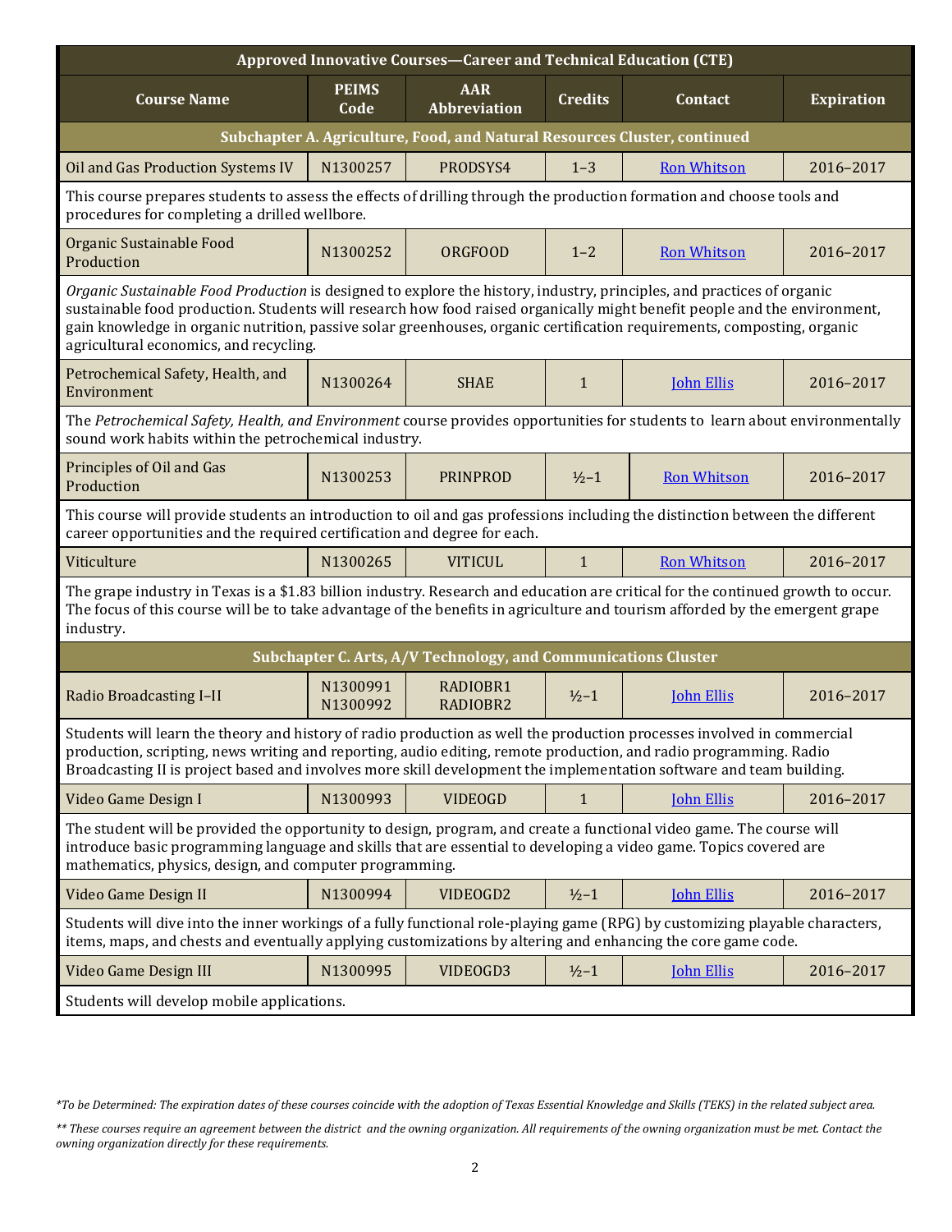| Approved Innovative Courses—Career and Technical Education (CTE) | | | | | |
|---|---|---|---|---|---|
| **Course Name** | **PEIMS Code** | **AAR Abbreviation** | **Credits** | **Contact** | **Expiration** |
| **Subchapter A. Agriculture, Food, and Natural Resources Cluster, continued** | | | | | |
| Oil and Gas Production Systems IV | N1300257 | PRODSYS4 | 1–3 | Ron Whitson | 2016–2017 |
| This course prepares students to assess the effects of drilling through the production formation and choose tools and procedures for completing a drilled wellbore. | | | | | |
| Organic Sustainable Food Production | N1300252 | ORGFOOD | 1–2 | Ron Whitson | 2016–2017 |
| *Organic Sustainable Food Production* is designed to explore the history, industry, principles, and practices of organic sustainable food production. Students will research how food raised organically might benefit people and the environment, gain knowledge in organic nutrition, passive solar greenhouses, organic certification requirements, composting, organic agricultural economics, and recycling. | | | | | |
| Petrochemical Safety, Health, and Environment | N1300264 | SHAE | 1 | John Ellis | 2016–2017 |
| The *Petrochemical Safety, Health, and Environment* course provides opportunities for students to learn about environmentally sound work habits within the petrochemical industry. | | | | | |
| Principles of Oil and Gas Production | N1300253 | PRINPROD | ½–1 | Ron Whitson | 2016–2017 |
| This course will provide students an introduction to oil and gas professions including the distinction between the different career opportunities and the required certification and degree for each. | | | | | |
| Viticulture | N1300265 | VITICUL | 1 | Ron Whitson | 2016–2017 |
| The grape industry in Texas is a $1.83 billion industry. Research and education are critical for the continued growth to occur. The focus of this course will be to take advantage of the benefits in agriculture and tourism afforded by the emergent grape industry. | | | | | |
| **Subchapter C. Arts, A/V Technology, and Communications Cluster** | | | | | |
| Radio Broadcasting I–II | N1300991<br>N1300992 | RADIOBR1<br>RADIOBR2 | ½–1 | John Ellis | 2016–2017 |
| Students will learn the theory and history of radio production as well the production processes involved in commercial production, scripting, news writing and reporting, audio editing, remote production, and radio programming. Radio Broadcasting II is project based and involves more skill development the implementation software and team building. | | | | | |
| Video Game Design I | N1300993 | VIDEOGD | 1 | John Ellis | 2016–2017 |
| The student will be provided the opportunity to design, program, and create a functional video game. The course will introduce basic programming language and skills that are essential to developing a video game. Topics covered are mathematics, physics, design, and computer programming. | | | | | |
| Video Game Design II | N1300994 | VIDEOGD2 | ½–1 | John Ellis | 2016–2017 |
| Students will dive into the inner workings of a fully functional role-playing game (RPG) by customizing playable characters, items, maps, and chests and eventually applying customizations by altering and enhancing the core game code. | | | | | |
| Video Game Design III | N1300995 | VIDEOGD3 | ½–1 | John Ellis | 2016–2017 |
| Students will develop mobile applications. | | | | | |

*\*To be Determined: The expiration dates of these courses coincide with the adoption of Texas Essential Knowledge and Skills (TEKS) in the related subject area.*

*\*\* These courses require an agreement between the district and the owning organization. All requirements of the owning organization must be met. Contact the owning organization directly for these requirements.*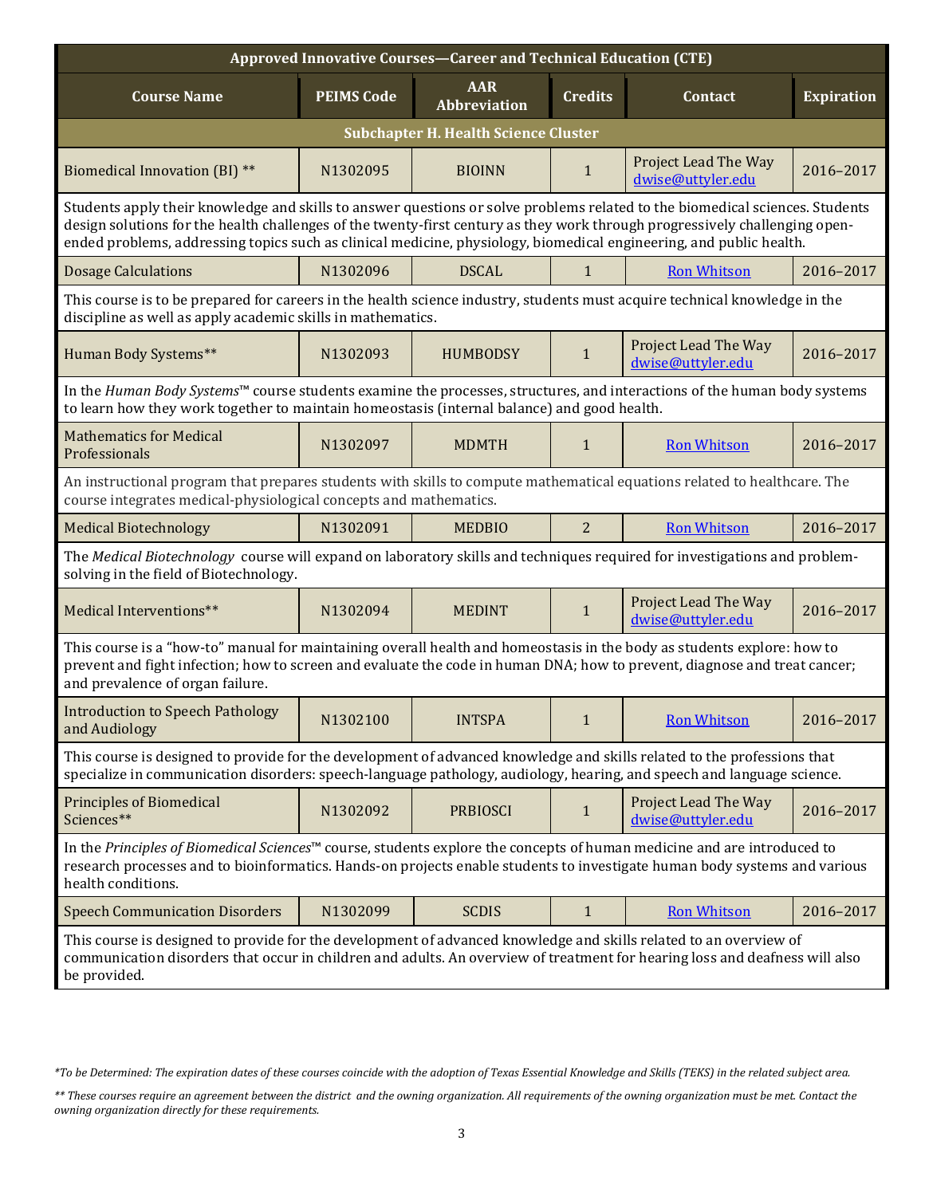| Approved Innovative Courses—Career and Technical Education (CTE) | | | | | |
|---|---|---|---|---|---|
| **Course Name** | **PEIMS Code** | **AAR Abbreviation** | **Credits** | **Contact** | **Expiration** |
| **Subchapter H. Health Science Cluster** | | | | | |
| Biomedical Innovation (BI) ** | N1302095 | BIOINN | 1 | Project Lead The Way dwise@uttyler.edu | 2016–2017 |
| Students apply their knowledge and skills to answer questions or solve problems related to the biomedical sciences. Students design solutions for the health challenges of the twenty-first century as they work through progressively challenging open-ended problems, addressing topics such as clinical medicine, physiology, biomedical engineering, and public health. | | | | | |
| Dosage Calculations | N1302096 | DSCAL | 1 | Ron Whitson | 2016–2017 |
| This course is to be prepared for careers in the health science industry, students must acquire technical knowledge in the discipline as well as apply academic skills in mathematics. | | | | | |
| Human Body Systems** | N1302093 | HUMBODSY | 1 | Project Lead The Way dwise@uttyler.edu | 2016–2017 |
| In the *Human Body Systems*™ course students examine the processes, structures, and interactions of the human body systems to learn how they work together to maintain homeostasis (internal balance) and good health. | | | | | |
| Mathematics for Medical Professionals | N1302097 | MDMTH | 1 | Ron Whitson | 2016–2017 |
| An instructional program that prepares students with skills to compute mathematical equations related to healthcare. The course integrates medical-physiological concepts and mathematics. | | | | | |
| Medical Biotechnology | N1302091 | MEDBIO | 2 | Ron Whitson | 2016–2017 |
| The *Medical Biotechnology* course will expand on laboratory skills and techniques required for investigations and problem-solving in the field of Biotechnology. | | | | | |
| Medical Interventions** | N1302094 | MEDINT | 1 | Project Lead The Way dwise@uttyler.edu | 2016–2017 |
| This course is a "how-to" manual for maintaining overall health and homeostasis in the body as students explore: how to prevent and fight infection; how to screen and evaluate the code in human DNA; how to prevent, diagnose and treat cancer; and prevalence of organ failure. | | | | | |
| Introduction to Speech Pathology and Audiology | N1302100 | INTSPA | 1 | Ron Whitson | 2016–2017 |
| This course is designed to provide for the development of advanced knowledge and skills related to the professions that specialize in communication disorders: speech-language pathology, audiology, hearing, and speech and language science. | | | | | |
| Principles of Biomedical Sciences** | N1302092 | PRBIOSCI | 1 | Project Lead The Way dwise@uttyler.edu | 2016–2017 |
| In the *Principles of Biomedical Sciences*™ course, students explore the concepts of human medicine and are introduced to research processes and to bioinformatics. Hands-on projects enable students to investigate human body systems and various health conditions. | | | | | |
| Speech Communication Disorders | N1302099 | SCDIS | 1 | Ron Whitson | 2016–2017 |
| This course is designed to provide for the development of advanced knowledge and skills related to an overview of communication disorders that occur in children and adults. An overview of treatment for hearing loss and deafness will also be provided. | | | | | |

*\*To be Determined: The expiration dates of these courses coincide with the adoption of Texas Essential Knowledge and Skills (TEKS) in the related subject area.*

*\*\* These courses require an agreement between the district and the owning organization. All requirements of the owning organization must be met. Contact the owning organization directly for these requirements.*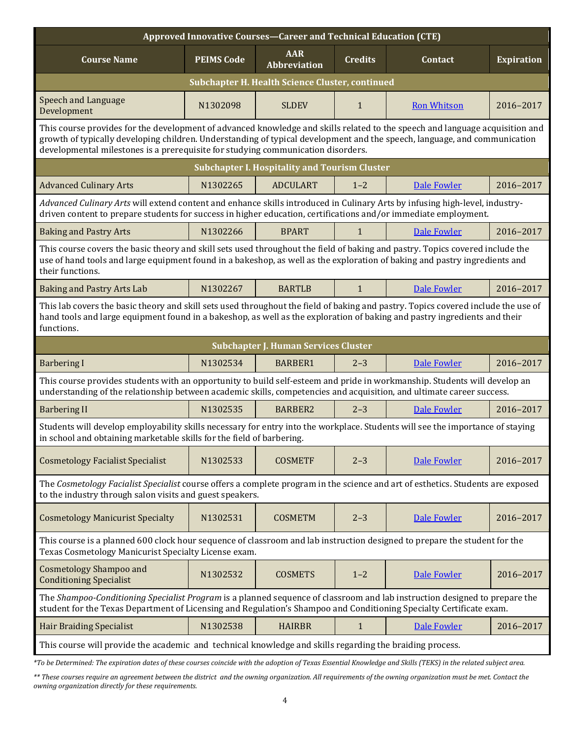| Course Name | PEIMS Code | AAR Abbreviation | Credits | Contact | Expiration |
|---|---|---|---|---|---|
| **Subchapter H. Health Science Cluster, continued** | | | | | |
| Speech and Language Development | N1302098 | SLDEV | 1 | Ron Whitson | 2016–2017 |
| This course provides for the development of advanced knowledge and skills related to the speech and language acquisition and growth of typically developing children. Understanding of typical development and the speech, language, and communication developmental milestones is a prerequisite for studying communication disorders. | | | | | |
| **Subchapter I. Hospitality and Tourism Cluster** | | | | | |
| Advanced Culinary Arts | N1302265 | ADCULART | 1–2 | Dale Fowler | 2016–2017 |
| *Advanced Culinary Arts* will extend content and enhance skills introduced in Culinary Arts by infusing high-level, industry-driven content to prepare students for success in higher education, certifications and/or immediate employment. | | | | | |
| Baking and Pastry Arts | N1302266 | BPART | 1 | Dale Fowler | 2016–2017 |
| This course covers the basic theory and skill sets used throughout the field of baking and pastry. Topics covered include the use of hand tools and large equipment found in a bakeshop, as well as the exploration of baking and pastry ingredients and their functions. | | | | | |
| Baking and Pastry Arts Lab | N1302267 | BARTLB | 1 | Dale Fowler | 2016–2017 |
| This lab covers the basic theory and skill sets used throughout the field of baking and pastry. Topics covered include the use of hand tools and large equipment found in a bakeshop, as well as the exploration of baking and pastry ingredients and their functions. | | | | | |
| **Subchapter J. Human Services Cluster** | | | | | |
| Barbering I | N1302534 | BARBER1 | 2–3 | Dale Fowler | 2016–2017 |
| This course provides students with an opportunity to build self-esteem and pride in workmanship. Students will develop an understanding of the relationship between academic skills, competencies and acquisition, and ultimate career success. | | | | | |
| Barbering II | N1302535 | BARBER2 | 2–3 | Dale Fowler | 2016–2017 |
| Students will develop employability skills necessary for entry into the workplace. Students will see the importance of staying in school and obtaining marketable skills for the field of barbering. | | | | | |
| Cosmetology Facialist Specialist | N1302533 | COSMETF | 2–3 | Dale Fowler | 2016–2017 |
| The *Cosmetology Facialist Specialist* course offers a complete program in the science and art of esthetics. Students are exposed to the industry through salon visits and guest speakers. | | | | | |
| Cosmetology Manicurist Specialty | N1302531 | COSMETM | 2–3 | Dale Fowler | 2016–2017 |
| This course is a planned 600 clock hour sequence of classroom and lab instruction designed to prepare the student for the Texas Cosmetology Manicurist Specialty License exam. | | | | | |
| Cosmetology Shampoo and Conditioning Specialist | N1302532 | COSMETS | 1–2 | Dale Fowler | 2016–2017 |
| The *Shampoo-Conditioning Specialist Program* is a planned sequence of classroom and lab instruction designed to prepare the student for the Texas Department of Licensing and Regulation's Shampoo and Conditioning Specialty Certificate exam. | | | | | |
| Hair Braiding Specialist | N1302538 | HAIRBR | 1 | Dale Fowler | 2016–2017 |
| This course will provide the academic and technical knowledge and skills regarding the braiding process. | | | | | |

*\*To be Determined: The expiration dates of these courses coincide with the adoption of Texas Essential Knowledge and Skills (TEKS) in the related subject area.*

*\*\* These courses require an agreement between the district and the owning organization. All requirements of the owning organization must be met. Contact the owning organization directly for these requirements.*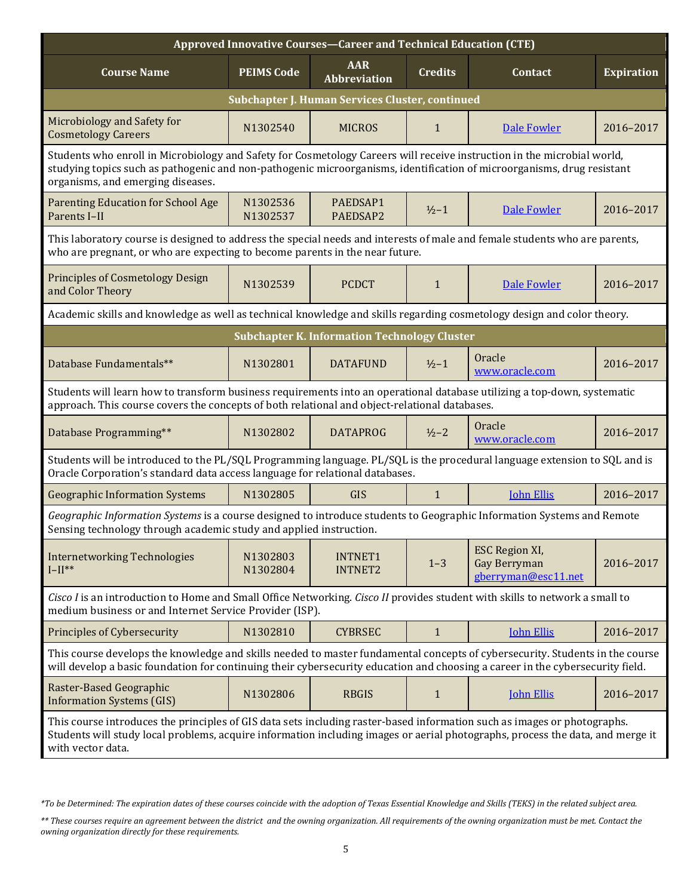| Approved Innovative Courses—Career and Technical Education (CTE) | | | | | |
|---|---|---|---|---|---|
| **Course Name** | **PEIMS Code** | **AAR Abbreviation** | **Credits** | **Contact** | **Expiration** |
| **Subchapter J. Human Services Cluster, continued** | | | | | |
| Microbiology and Safety for Cosmetology Careers | N1302540 | MICROS | 1 | Dale Fowler | 2016–2017 |
| Students who enroll in Microbiology and Safety for Cosmetology Careers will receive instruction in the microbial world, studying topics such as pathogenic and non-pathogenic microorganisms, identification of microorganisms, drug resistant organisms, and emerging diseases. | | | | | |
| Parenting Education for School Age Parents I–II | N1302536<br>N1302537 | PAEDSAP1<br>PAEDSAP2 | ½–1 | Dale Fowler | 2016–2017 |
| This laboratory course is designed to address the special needs and interests of male and female students who are parents, who are pregnant, or who are expecting to become parents in the near future. | | | | | |
| Principles of Cosmetology Design and Color Theory | N1302539 | PCDCT | 1 | Dale Fowler | 2016–2017 |
| Academic skills and knowledge as well as technical knowledge and skills regarding cosmetology design and color theory. | | | | | |
| **Subchapter K. Information Technology Cluster** | | | | | |
| Database Fundamentals** | N1302801 | DATAFUND | ½–1 | Oracle<br>www.oracle.com | 2016–2017 |
| Students will learn how to transform business requirements into an operational database utilizing a top-down, systematic approach. This course covers the concepts of both relational and object-relational databases. | | | | | |
| Database Programming** | N1302802 | DATAPROG | ½–2 | Oracle<br>www.oracle.com | 2016–2017 |
| Students will be introduced to the PL/SQL Programming language. PL/SQL is the procedural language extension to SQL and is Oracle Corporation's standard data access language for relational databases. | | | | | |
| Geographic Information Systems | N1302805 | GIS | 1 | John Ellis | 2016–2017 |
| *Geographic Information Systems* is a course designed to introduce students to Geographic Information Systems and Remote Sensing technology through academic study and applied instruction. | | | | | |
| Internetworking Technologies I–II** | N1302803<br>N1302804 | INTNET1<br>INTNET2 | 1–3 | ESC Region XI,<br>Gay Berryman<br>gberryman@esc11.net | 2016–2017 |
| *Cisco I* is an introduction to Home and Small Office Networking. *Cisco II* provides student with skills to network a small to medium business or and Internet Service Provider (ISP). | | | | | |
| Principles of Cybersecurity | N1302810 | CYBRSEC | 1 | John Ellis | 2016–2017 |
| This course develops the knowledge and skills needed to master fundamental concepts of cybersecurity. Students in the course will develop a basic foundation for continuing their cybersecurity education and choosing a career in the cybersecurity field. | | | | | |
| Raster-Based Geographic Information Systems (GIS) | N1302806 | RBGIS | 1 | John Ellis | 2016–2017 |
| This course introduces the principles of GIS data sets including raster-based information such as images or photographs. Students will study local problems, acquire information including images or aerial photographs, process the data, and merge it with vector data. | | | | | |

*\*To be Determined: The expiration dates of these courses coincide with the adoption of Texas Essential Knowledge and Skills (TEKS) in the related subject area.*

*\*\* These courses require an agreement between the district and the owning organization. All requirements of the owning organization must be met. Contact the owning organization directly for these requirements.*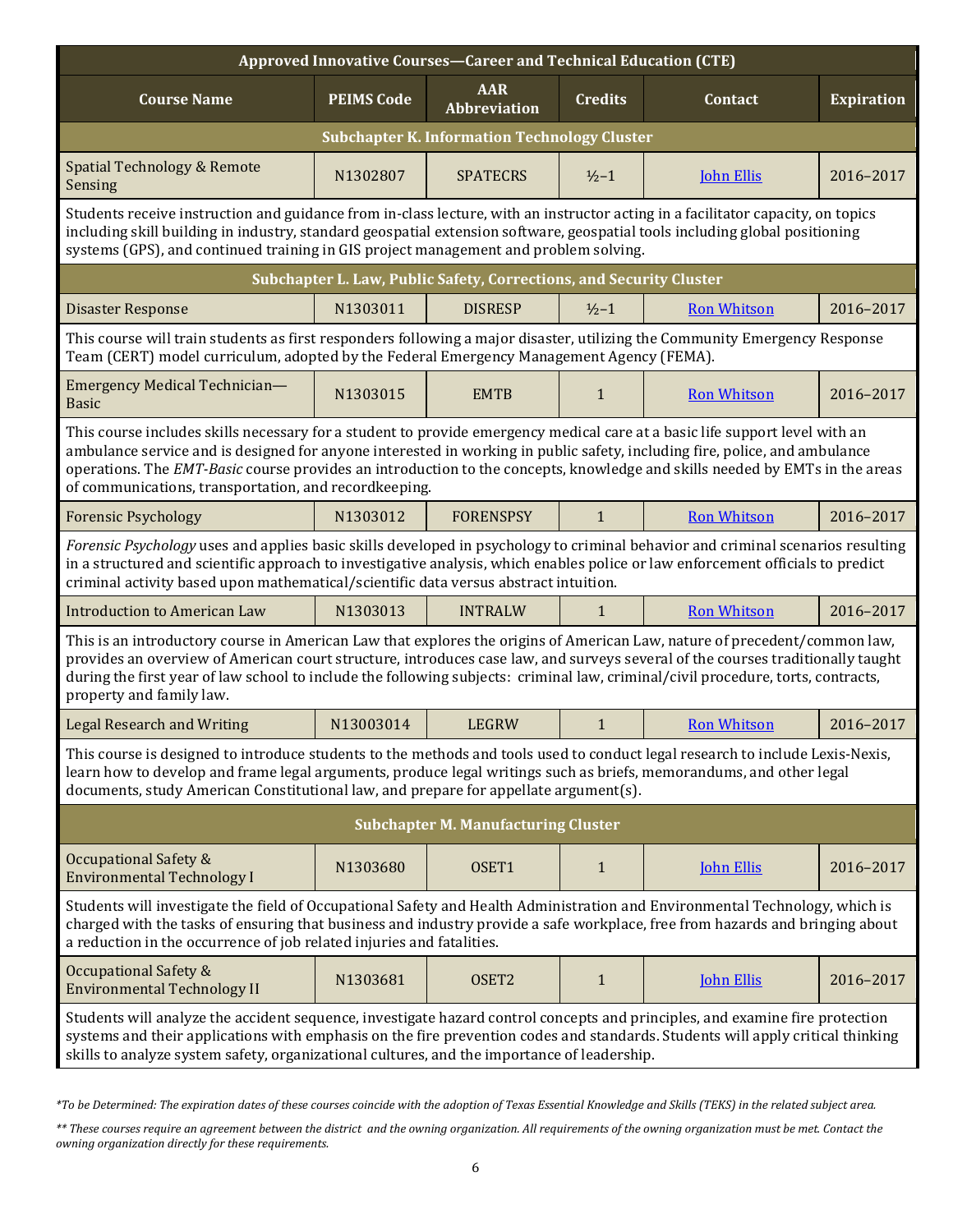| Approved Innovative Courses—Career and Technical Education (CTE) | | | | | |
|---|---|---|---|---|---|
| **Course Name** | **PEIMS Code** | **AAR Abbreviation** | **Credits** | **Contact** | **Expiration** |
| **Subchapter K. Information Technology Cluster** | | | | | |
| Spatial Technology & Remote Sensing | N1302807 | SPATECRS | ½–1 | John Ellis | 2016–2017 |
| Students receive instruction and guidance from in-class lecture, with an instructor acting in a facilitator capacity, on topics including skill building in industry, standard geospatial extension software, geospatial tools including global positioning systems (GPS), and continued training in GIS project management and problem solving. | | | | | |
| **Subchapter L. Law, Public Safety, Corrections, and Security Cluster** | | | | | |
| Disaster Response | N1303011 | DISRESP | ½–1 | Ron Whitson | 2016–2017 |
| This course will train students as first responders following a major disaster, utilizing the Community Emergency Response Team (CERT) model curriculum, adopted by the Federal Emergency Management Agency (FEMA). | | | | | |
| Emergency Medical Technician—Basic | N1303015 | EMTB | 1 | Ron Whitson | 2016–2017 |
| This course includes skills necessary for a student to provide emergency medical care at a basic life support level with an ambulance service and is designed for anyone interested in working in public safety, including fire, police, and ambulance operations. The *EMT-Basic* course provides an introduction to the concepts, knowledge and skills needed by EMTs in the areas of communications, transportation, and recordkeeping. | | | | | |
| Forensic Psychology | N1303012 | FORENSPSY | 1 | Ron Whitson | 2016–2017 |
| *Forensic Psychology* uses and applies basic skills developed in psychology to criminal behavior and criminal scenarios resulting in a structured and scientific approach to investigative analysis, which enables police or law enforcement officials to predict criminal activity based upon mathematical/scientific data versus abstract intuition. | | | | | |
| Introduction to American Law | N1303013 | INTRALW | 1 | Ron Whitson | 2016–2017 |
| This is an introductory course in American Law that explores the origins of American Law, nature of precedent/common law, provides an overview of American court structure, introduces case law, and surveys several of the courses traditionally taught during the first year of law school to include the following subjects: criminal law, criminal/civil procedure, torts, contracts, property and family law. | | | | | |
| Legal Research and Writing | N13003014 | LEGRW | 1 | Ron Whitson | 2016–2017 |
| This course is designed to introduce students to the methods and tools used to conduct legal research to include Lexis-Nexis, learn how to develop and frame legal arguments, produce legal writings such as briefs, memorandums, and other legal documents, study American Constitutional law, and prepare for appellate argument(s). | | | | | |
| **Subchapter M. Manufacturing Cluster** | | | | | |
| Occupational Safety & Environmental Technology I | N1303680 | OSET1 | 1 | John Ellis | 2016–2017 |
| Students will investigate the field of Occupational Safety and Health Administration and Environmental Technology, which is charged with the tasks of ensuring that business and industry provide a safe workplace, free from hazards and bringing about a reduction in the occurrence of job related injuries and fatalities. | | | | | |
| Occupational Safety & Environmental Technology II | N1303681 | OSET2 | 1 | John Ellis | 2016–2017 |
| Students will analyze the accident sequence, investigate hazard control concepts and principles, and examine fire protection systems and their applications with emphasis on the fire prevention codes and standards. Students will apply critical thinking skills to analyze system safety, organizational cultures, and the importance of leadership. | | | | | |

*\*To be Determined: The expiration dates of these courses coincide with the adoption of Texas Essential Knowledge and Skills (TEKS) in the related subject area.*

*\*\* These courses require an agreement between the district and the owning organization. All requirements of the owning organization must be met. Contact the owning organization directly for these requirements.*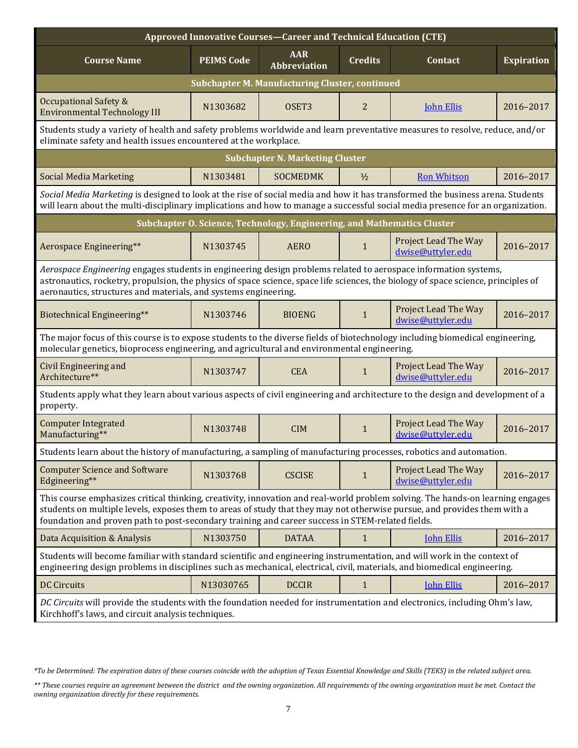| Approved Innovative Courses—Career and Technical Education (CTE) | | | | | |
|---|---|---|---|---|---|
| **Course Name** | **PEIMS Code** | **AAR Abbreviation** | **Credits** | **Contact** | **Expiration** |
| **Subchapter M. Manufacturing Cluster, continued** | | | | | |
| Occupational Safety & Environmental Technology III | N1303682 | OSET3 | 2 | John Ellis | 2016–2017 |
| Students study a variety of health and safety problems worldwide and learn preventative measures to resolve, reduce, and/or eliminate safety and health issues encountered at the workplace. | | | | | |
| **Subchapter N. Marketing Cluster** | | | | | |
| Social Media Marketing | N1303481 | SOCMEDMK | ½ | Ron Whitson | 2016–2017 |
| *Social Media Marketing* is designed to look at the rise of social media and how it has transformed the business arena. Students will learn about the multi-disciplinary implications and how to manage a successful social media presence for an organization. | | | | | |
| **Subchapter O. Science, Technology, Engineering, and Mathematics Cluster** | | | | | |
| Aerospace Engineering** | N1303745 | AERO | 1 | Project Lead The Way dwise@uttyler.edu | 2016–2017 |
| *Aerospace Engineering* engages students in engineering design problems related to aerospace information systems, astronautics, rocketry, propulsion, the physics of space science, space life sciences, the biology of space science, principles of aeronautics, structures and materials, and systems engineering. | | | | | |
| Biotechnical Engineering** | N1303746 | BIOENG | 1 | Project Lead The Way dwise@uttyler.edu | 2016–2017 |
| The major focus of this course is to expose students to the diverse fields of biotechnology including biomedical engineering, molecular genetics, bioprocess engineering, and agricultural and environmental engineering. | | | | | |
| Civil Engineering and Architecture** | N1303747 | CEA | 1 | Project Lead The Way dwise@uttyler.edu | 2016–2017 |
| Students apply what they learn about various aspects of civil engineering and architecture to the design and development of a property. | | | | | |
| Computer Integrated Manufacturing** | N1303748 | CIM | 1 | Project Lead The Way dwise@uttyler.edu | 2016–2017 |
| Students learn about the history of manufacturing, a sampling of manufacturing processes, robotics and automation. | | | | | |
| Computer Science and Software Edgineering** | N1303768 | CSCISE | 1 | Project Lead The Way dwise@uttyler.edu | 2016–2017 |
| This course emphasizes critical thinking, creativity, innovation and real-world problem solving. The hands-on learning engages students on multiple levels, exposes them to areas of study that they may not otherwise pursue, and provides them with a foundation and proven path to post-secondary training and career success in STEM-related fields. | | | | | |
| Data Acquisition & Analysis | N1303750 | DATAA | 1 | John Ellis | 2016–2017 |
| Students will become familiar with standard scientific and engineering instrumentation, and will work in the context of engineering design problems in disciplines such as mechanical, electrical, civil, materials, and biomedical engineering. | | | | | |
| DC Circuits | N13030765 | DCCIR | 1 | John Ellis | 2016–2017 |
| *DC Circuits* will provide the students with the foundation needed for instrumentation and electronics, including Ohm's law, Kirchhoff's laws, and circuit analysis techniques. | | | | | |

*\*To be Determined: The expiration dates of these courses coincide with the adoption of Texas Essential Knowledge and Skills (TEKS) in the related subject area.*

*\*\* These courses require an agreement between the district and the owning organization. All requirements of the owning organization must be met. Contact the owning organization directly for these requirements.*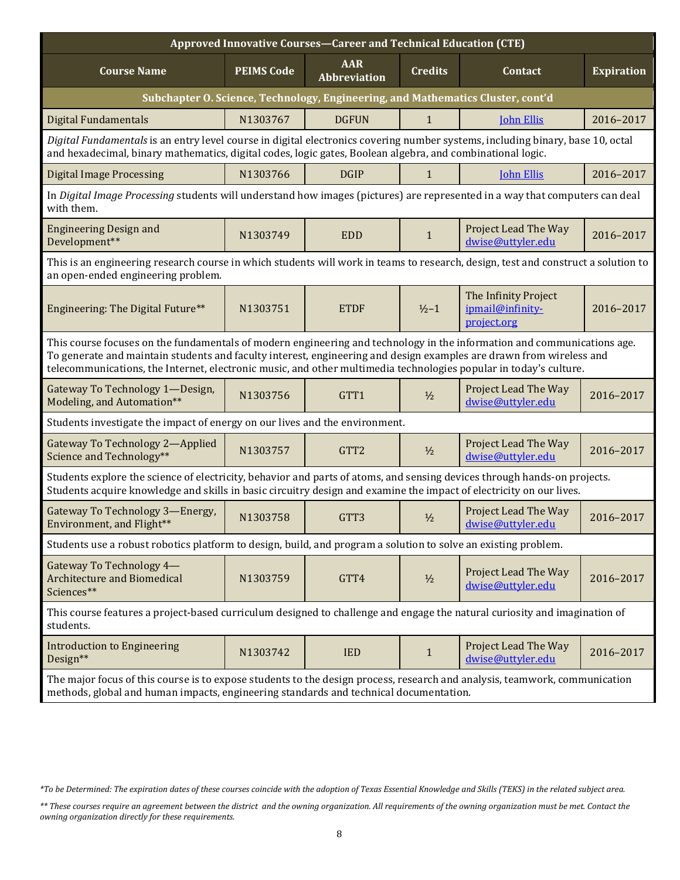| Approved Innovative Courses—Career and Technical Education (CTE) | | | | | |
|---|---|---|---|---|---|
| **Course Name** | **PEIMS Code** | **AAR Abbreviation** | **Credits** | **Contact** | **Expiration** |
| **Subchapter O. Science, Technology, Engineering, and Mathematics Cluster, cont'd** | | | | | |
| Digital Fundamentals | N1303767 | DGFUN | 1 | John Ellis | 2016–2017 |
| *Digital Fundamentals* is an entry level course in digital electronics covering number systems, including binary, base 10, octal and hexadecimal, binary mathematics, digital codes, logic gates, Boolean algebra, and combinational logic. | | | | | |
| Digital Image Processing | N1303766 | DGIP | 1 | John Ellis | 2016–2017 |
| In *Digital Image Processing* students will understand how images (pictures) are represented in a way that computers can deal with them. | | | | | |
| Engineering Design and Development** | N1303749 | EDD | 1 | Project Lead The Way dwise@uttyler.edu | 2016–2017 |
| This is an engineering research course in which students will work in teams to research, design, test and construct a solution to an open-ended engineering problem. | | | | | |
| Engineering: The Digital Future** | N1303751 | ETDF | ½–1 | The Infinity Project ipmail@infinity-project.org | 2016–2017 |
| This course focuses on the fundamentals of modern engineering and technology in the information and communications age. To generate and maintain students and faculty interest, engineering and design examples are drawn from wireless and telecommunications, the Internet, electronic music, and other multimedia technologies popular in today's culture. | | | | | |
| Gateway To Technology 1—Design, Modeling, and Automation** | N1303756 | GTT1 | ½ | Project Lead The Way dwise@uttyler.edu | 2016–2017 |
| Students investigate the impact of energy on our lives and the environment. | | | | | |
| Gateway To Technology 2—Applied Science and Technology** | N1303757 | GTT2 | ½ | Project Lead The Way dwise@uttyler.edu | 2016–2017 |
| Students explore the science of electricity, behavior and parts of atoms, and sensing devices through hands-on projects. Students acquire knowledge and skills in basic circuitry design and examine the impact of electricity on our lives. | | | | | |
| Gateway To Technology 3—Energy, Environment, and Flight** | N1303758 | GTT3 | ½ | Project Lead The Way dwise@uttyler.edu | 2016–2017 |
| Students use a robust robotics platform to design, build, and program a solution to solve an existing problem. | | | | | |
| Gateway To Technology 4—Architecture and Biomedical Sciences** | N1303759 | GTT4 | ½ | Project Lead The Way dwise@uttyler.edu | 2016–2017 |
| This course features a project-based curriculum designed to challenge and engage the natural curiosity and imagination of students. | | | | | |
| Introduction to Engineering Design** | N1303742 | IED | 1 | Project Lead The Way dwise@uttyler.edu | 2016–2017 |
| The major focus of this course is to expose students to the design process, research and analysis, teamwork, communication methods, global and human impacts, engineering standards and technical documentation. | | | | | |

*\*To be Determined: The expiration dates of these courses coincide with the adoption of Texas Essential Knowledge and Skills (TEKS) in the related subject area.*

*\*\* These courses require an agreement between the district and the owning organization. All requirements of the owning organization must be met. Contact the owning organization directly for these requirements.*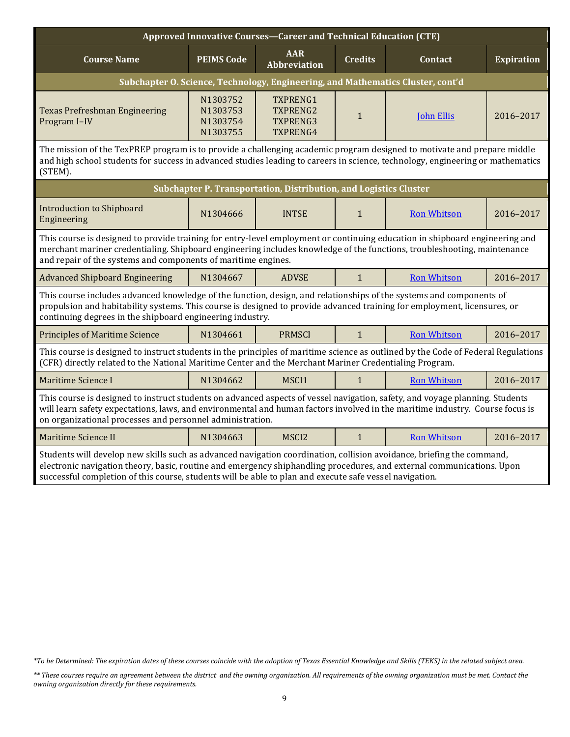| Approved Innovative Courses—Career and Technical Education (CTE) | | | | | |
|---|---|---|---|---|---|
| **Course Name** | **PEIMS Code** | **AAR Abbreviation** | **Credits** | **Contact** | **Expiration** |
| **Subchapter O. Science, Technology, Engineering, and Mathematics Cluster, cont'd** | | | | | |
| Texas Prefreshman Engineering Program I–IV | N1303752 N1303753 N1303754 N1303755 | TXPRENG1 TXPRENG2 TXPRENG3 TXPRENG4 | 1 | John Ellis | 2016–2017 |
| The mission of the TexPREP program is to provide a challenging academic program designed to motivate and prepare middle and high school students for success in advanced studies leading to careers in science, technology, engineering or mathematics (STEM). | | | | | |
| **Subchapter P. Transportation, Distribution, and Logistics Cluster** | | | | | |
| Introduction to Shipboard Engineering | N1304666 | INTSE | 1 | Ron Whitson | 2016–2017 |
| This course is designed to provide training for entry-level employment or continuing education in shipboard engineering and merchant mariner credentialing. Shipboard engineering includes knowledge of the functions, troubleshooting, maintenance and repair of the systems and components of maritime engines. | | | | | |
| Advanced Shipboard Engineering | N1304667 | ADVSE | 1 | Ron Whitson | 2016–2017 |
| This course includes advanced knowledge of the function, design, and relationships of the systems and components of propulsion and habitability systems. This course is designed to provide advanced training for employment, licensures, or continuing degrees in the shipboard engineering industry. | | | | | |
| Principles of Maritime Science | N1304661 | PRMSCI | 1 | Ron Whitson | 2016–2017 |
| This course is designed to instruct students in the principles of maritime science as outlined by the Code of Federal Regulations (CFR) directly related to the National Maritime Center and the Merchant Mariner Credentialing Program. | | | | | |
| Maritime Science I | N1304662 | MSCI1 | 1 | Ron Whitson | 2016–2017 |
| This course is designed to instruct students on advanced aspects of vessel navigation, safety, and voyage planning. Students will learn safety expectations, laws, and environmental and human factors involved in the maritime industry. Course focus is on organizational processes and personnel administration. | | | | | |
| Maritime Science II | N1304663 | MSCI2 | 1 | Ron Whitson | 2016–2017 |
| Students will develop new skills such as advanced navigation coordination, collision avoidance, briefing the command, electronic navigation theory, basic, routine and emergency shiphandling procedures, and external communications. Upon successful completion of this course, students will be able to plan and execute safe vessel navigation. | | | | | |

*\*To be Determined: The expiration dates of these courses coincide with the adoption of Texas Essential Knowledge and Skills (TEKS) in the related subject area.*

*\*\* These courses require an agreement between the district and the owning organization. All requirements of the owning organization must be met. Contact the owning organization directly for these requirements.*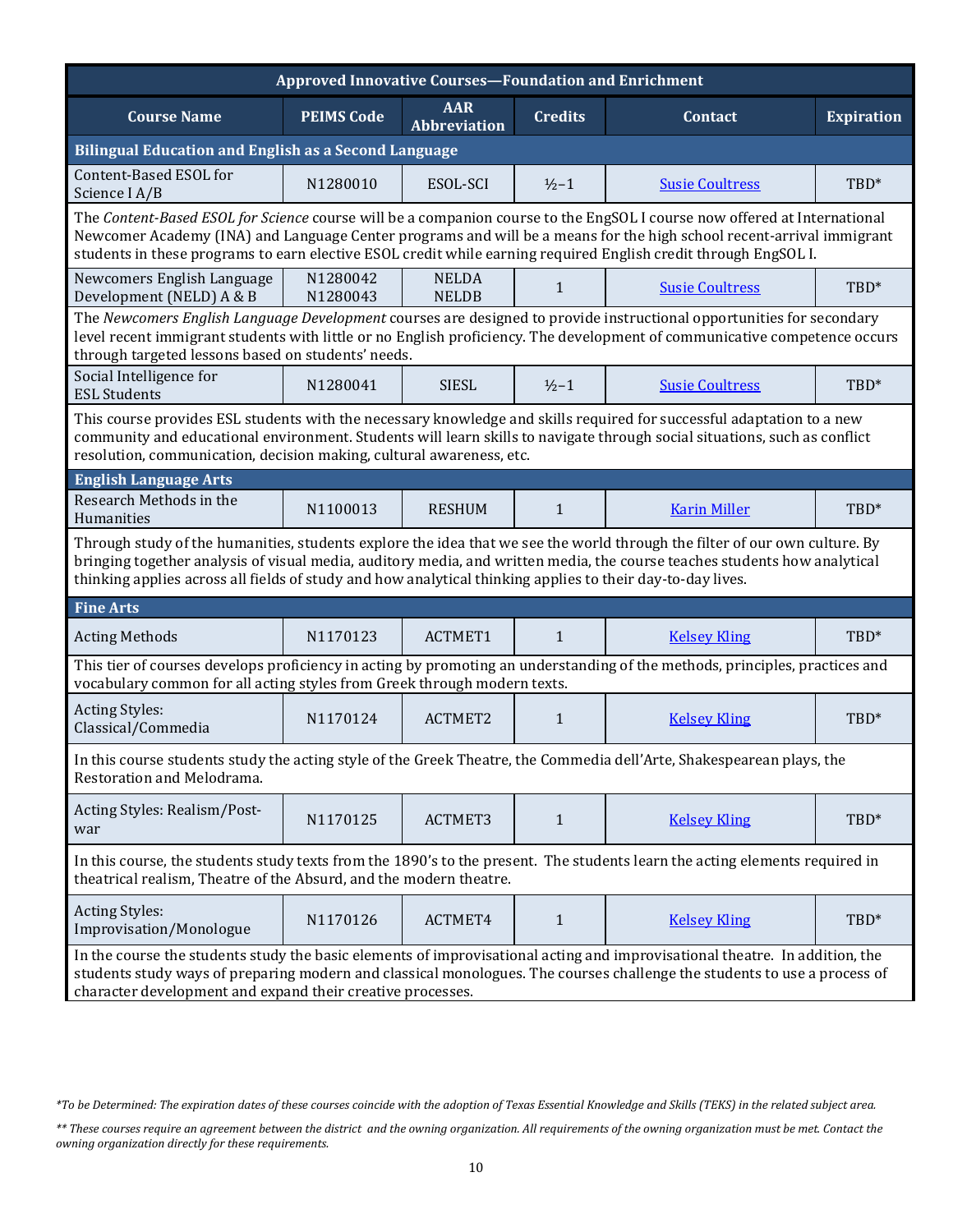| Approved Innovative Courses—Foundation and Enrichment | | | | | |
|---|---|---|---|---|---|
| **Course Name** | **PEIMS Code** | **AAR Abbreviation** | **Credits** | **Contact** | **Expiration** |
| **Bilingual Education and English as a Second Language** | | | | | |
| Content-Based ESOL for Science I A/B | N1280010 | ESOL-SCI | ½–1 | Susie Coultress | TBD* |
| The *Content-Based ESOL for Science* course will be a companion course to the EngSOL I course now offered at International Newcomer Academy (INA) and Language Center programs and will be a means for the high school recent-arrival immigrant students in these programs to earn elective ESOL credit while earning required English credit through EngSOL I. | | | | | |
| Newcomers English Language Development (NELD) A & B | N1280042 N1280043 | NELDA NELDB | 1 | Susie Coultress | TBD* |
| The *Newcomers English Language Development* courses are designed to provide instructional opportunities for secondary level recent immigrant students with little or no English proficiency. The development of communicative competence occurs through targeted lessons based on students' needs. | | | | | |
| Social Intelligence for ESL Students | N1280041 | SIESL | ½–1 | Susie Coultress | TBD* |
| This course provides ESL students with the necessary knowledge and skills required for successful adaptation to a new community and educational environment. Students will learn skills to navigate through social situations, such as conflict resolution, communication, decision making, cultural awareness, etc. | | | | | |
| **English Language Arts** | | | | | |
| Research Methods in the Humanities | N1100013 | RESHUM | 1 | Karin Miller | TBD* |
| Through study of the humanities, students explore the idea that we see the world through the filter of our own culture. By bringing together analysis of visual media, auditory media, and written media, the course teaches students how analytical thinking applies across all fields of study and how analytical thinking applies to their day-to-day lives. | | | | | |
| **Fine Arts** | | | | | |
| Acting Methods | N1170123 | ACTMET1 | 1 | Kelsey Kling | TBD* |
| This tier of courses develops proficiency in acting by promoting an understanding of the methods, principles, practices and vocabulary common for all acting styles from Greek through modern texts. | | | | | |
| Acting Styles: Classical/Commedia | N1170124 | ACTMET2 | 1 | Kelsey Kling | TBD* |
| In this course students study the acting style of the Greek Theatre, the Commedia dell'Arte, Shakespearean plays, the Restoration and Melodrama. | | | | | |
| Acting Styles: Realism/Post-war | N1170125 | ACTMET3 | 1 | Kelsey Kling | TBD* |
| In this course, the students study texts from the 1890's to the present. The students learn the acting elements required in theatrical realism, Theatre of the Absurd, and the modern theatre. | | | | | |
| Acting Styles: Improvisation/Monologue | N1170126 | ACTMET4 | 1 | Kelsey Kling | TBD* |
| In the course the students study the basic elements of improvisational acting and improvisational theatre. In addition, the students study ways of preparing modern and classical monologues. The courses challenge the students to use a process of character development and expand their creative processes. | | | | | |

*\*To be Determined: The expiration dates of these courses coincide with the adoption of Texas Essential Knowledge and Skills (TEKS) in the related subject area.*

*\*\* These courses require an agreement between the district and the owning organization. All requirements of the owning organization must be met. Contact the owning organization directly for these requirements.*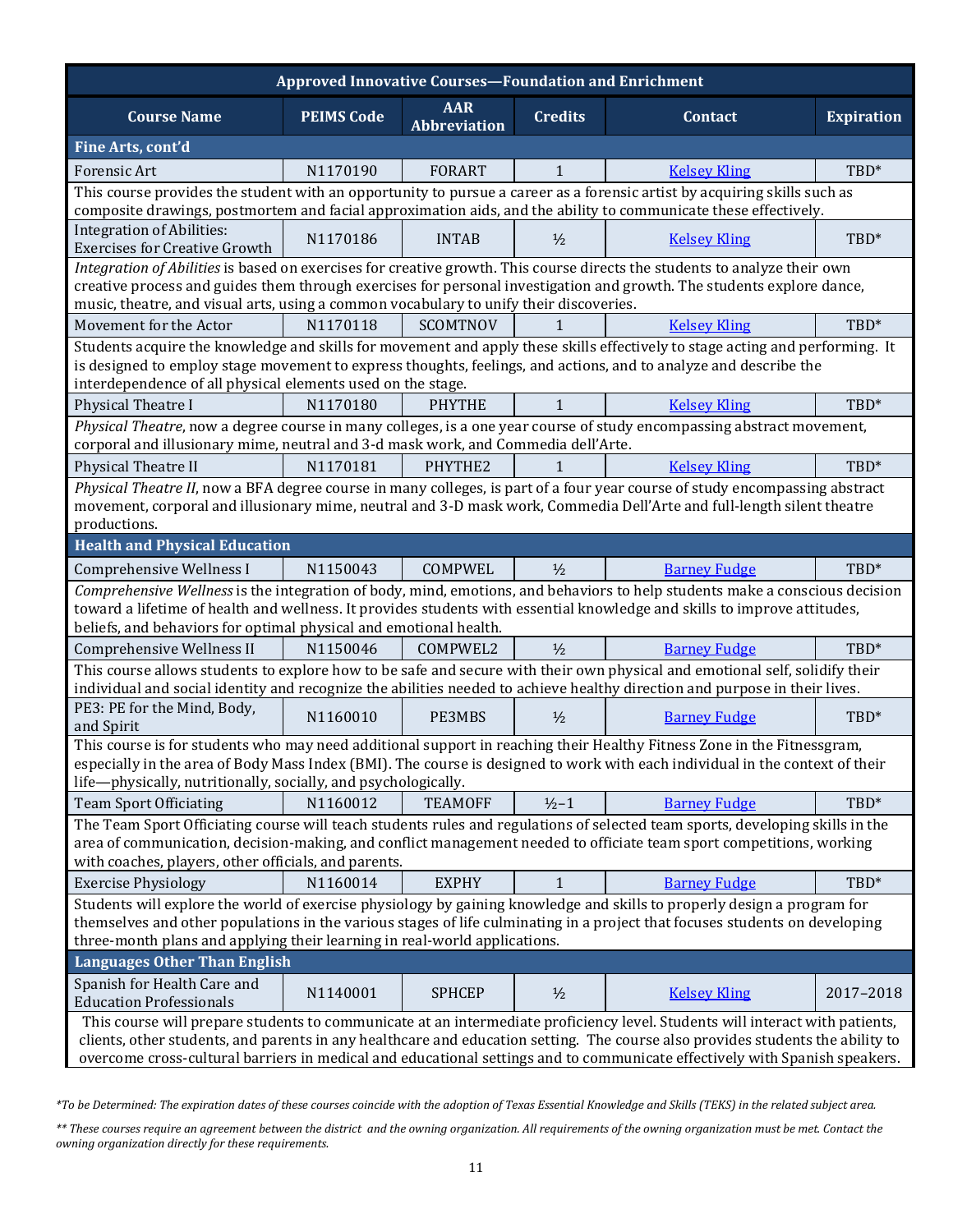| Approved Innovative Courses—Foundation and Enrichment | | | | | |
|---|---|---|---|---|---|
| **Course Name** | **PEIMS Code** | **AAR Abbreviation** | **Credits** | **Contact** | **Expiration** |
| **Fine Arts, cont'd** | | | | | |
| Forensic Art | N1170190 | FORART | 1 | Kelsey Kling | TBD* |
| This course provides the student with an opportunity to pursue a career as a forensic artist by acquiring skills such as composite drawings, postmortem and facial approximation aids, and the ability to communicate these effectively. | | | | | |
| Integration of Abilities: Exercises for Creative Growth | N1170186 | INTAB | ½ | Kelsey Kling | TBD* |
| *Integration of Abilities* is based on exercises for creative growth. This course directs the students to analyze their own creative process and guides them through exercises for personal investigation and growth. The students explore dance, music, theatre, and visual arts, using a common vocabulary to unify their discoveries. | | | | | |
| Movement for the Actor | N1170118 | SCOMTNOV | 1 | Kelsey Kling | TBD* |
| Students acquire the knowledge and skills for movement and apply these skills effectively to stage acting and performing. It is designed to employ stage movement to express thoughts, feelings, and actions, and to analyze and describe the interdependence of all physical elements used on the stage. | | | | | |
| Physical Theatre I | N1170180 | PHYTHE | 1 | Kelsey Kling | TBD* |
| *Physical Theatre*, now a degree course in many colleges, is a one year course of study encompassing abstract movement, corporal and illusionary mime, neutral and 3-d mask work, and Commedia dell'Arte. | | | | | |
| Physical Theatre II | N1170181 | PHYTHE2 | 1 | Kelsey Kling | TBD* |
| *Physical Theatre II*, now a BFA degree course in many colleges, is part of a four year course of study encompassing abstract movement, corporal and illusionary mime, neutral and 3-D mask work, Commedia Dell'Arte and full-length silent theatre productions. | | | | | |
| **Health and Physical Education** | | | | | |
| Comprehensive Wellness I | N1150043 | COMPWEL | ½ | Barney Fudge | TBD* |
| *Comprehensive Wellness* is the integration of body, mind, emotions, and behaviors to help students make a conscious decision toward a lifetime of health and wellness. It provides students with essential knowledge and skills to improve attitudes, beliefs, and behaviors for optimal physical and emotional health. | | | | | |
| Comprehensive Wellness II | N1150046 | COMPWEL2 | ½ | Barney Fudge | TBD* |
| This course allows students to explore how to be safe and secure with their own physical and emotional self, solidify their individual and social identity and recognize the abilities needed to achieve healthy direction and purpose in their lives. | | | | | |
| PE3: PE for the Mind, Body, and Spirit | N1160010 | PE3MBS | ½ | Barney Fudge | TBD* |
| This course is for students who may need additional support in reaching their Healthy Fitness Zone in the Fitnessgram, especially in the area of Body Mass Index (BMI). The course is designed to work with each individual in the context of their life—physically, nutritionally, socially, and psychologically. | | | | | |
| Team Sport Officiating | N1160012 | TEAMOFF | ½–1 | Barney Fudge | TBD* |
| The Team Sport Officiating course will teach students rules and regulations of selected team sports, developing skills in the area of communication, decision-making, and conflict management needed to officiate team sport competitions, working with coaches, players, other officials, and parents. | | | | | |
| Exercise Physiology | N1160014 | EXPHY | 1 | Barney Fudge | TBD* |
| Students will explore the world of exercise physiology by gaining knowledge and skills to properly design a program for themselves and other populations in the various stages of life culminating in a project that focuses students on developing three-month plans and applying their learning in real-world applications. | | | | | |
| **Languages Other Than English** | | | | | |
| Spanish for Health Care and Education Professionals | N1140001 | SPHCEP | ½ | Kelsey Kling | 2017–2018 |
| This course will prepare students to communicate at an intermediate proficiency level. Students will interact with patients, clients, other students, and parents in any healthcare and education setting. The course also provides students the ability to overcome cross-cultural barriers in medical and educational settings and to communicate effectively with Spanish speakers. | | | | | |

*\*To be Determined: The expiration dates of these courses coincide with the adoption of Texas Essential Knowledge and Skills (TEKS) in the related subject area.*

*\*\* These courses require an agreement between the district and the owning organization. All requirements of the owning organization must be met. Contact the owning organization directly for these requirements.*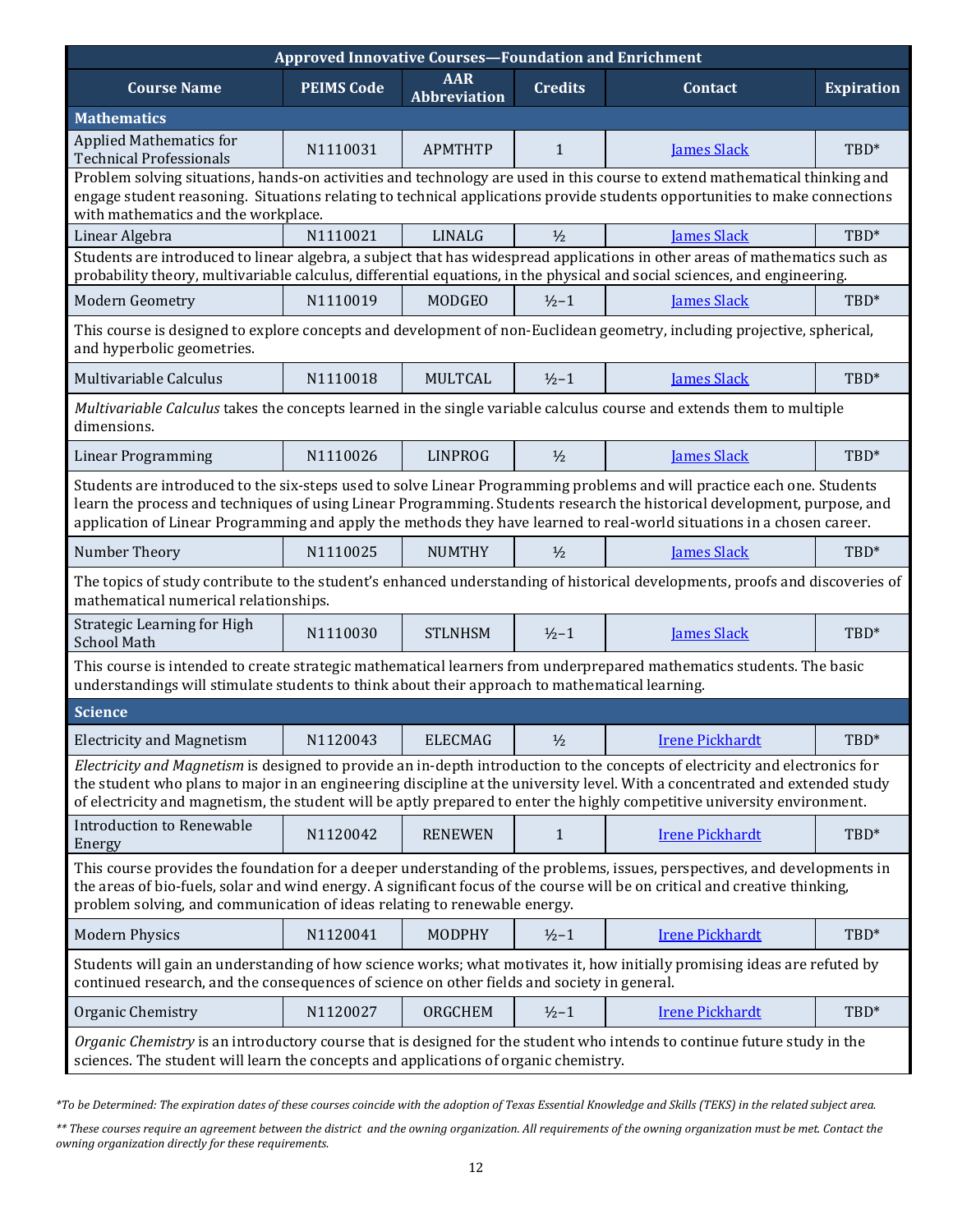| Approved Innovative Courses—Foundation and Enrichment | | | | | |
|---|---|---|---|---|---|
| **Course Name** | **PEIMS Code** | **AAR Abbreviation** | **Credits** | **Contact** | **Expiration** |
| **Mathematics** | | | | | |
| Applied Mathematics for Technical Professionals | N1110031 | APMTHTP | 1 | James Slack | TBD* |
| Problem solving situations, hands-on activities and technology are used in this course to extend mathematical thinking and engage student reasoning. Situations relating to technical applications provide students opportunities to make connections with mathematics and the workplace. | | | | | |
| Linear Algebra | N1110021 | LINALG | ½ | James Slack | TBD* |
| Students are introduced to linear algebra, a subject that has widespread applications in other areas of mathematics such as probability theory, multivariable calculus, differential equations, in the physical and social sciences, and engineering. | | | | | |
| Modern Geometry | N1110019 | MODGEO | ½–1 | James Slack | TBD* |
| This course is designed to explore concepts and development of non-Euclidean geometry, including projective, spherical, and hyperbolic geometries. | | | | | |
| Multivariable Calculus | N1110018 | MULTCAL | ½–1 | James Slack | TBD* |
| *Multivariable Calculus* takes the concepts learned in the single variable calculus course and extends them to multiple dimensions. | | | | | |
| Linear Programming | N1110026 | LINPROG | ½ | James Slack | TBD* |
| Students are introduced to the six-steps used to solve Linear Programming problems and will practice each one. Students learn the process and techniques of using Linear Programming. Students research the historical development, purpose, and application of Linear Programming and apply the methods they have learned to real-world situations in a chosen career. | | | | | |
| Number Theory | N1110025 | NUMTHY | ½ | James Slack | TBD* |
| The topics of study contribute to the student's enhanced understanding of historical developments, proofs and discoveries of mathematical numerical relationships. | | | | | |
| Strategic Learning for High School Math | N1110030 | STLNHSM | ½–1 | James Slack | TBD* |
| This course is intended to create strategic mathematical learners from underprepared mathematics students. The basic understandings will stimulate students to think about their approach to mathematical learning. | | | | | |
| **Science** | | | | | |
| Electricity and Magnetism | N1120043 | ELECMAG | ½ | Irene Pickhardt | TBD* |
| *Electricity and Magnetism* is designed to provide an in-depth introduction to the concepts of electricity and electronics for the student who plans to major in an engineering discipline at the university level. With a concentrated and extended study of electricity and magnetism, the student will be aptly prepared to enter the highly competitive university environment. | | | | | |
| Introduction to Renewable Energy | N1120042 | RENEWEN | 1 | Irene Pickhardt | TBD* |
| This course provides the foundation for a deeper understanding of the problems, issues, perspectives, and developments in the areas of bio-fuels, solar and wind energy. A significant focus of the course will be on critical and creative thinking, problem solving, and communication of ideas relating to renewable energy. | | | | | |
| Modern Physics | N1120041 | MODPHY | ½–1 | Irene Pickhardt | TBD* |
| Students will gain an understanding of how science works; what motivates it, how initially promising ideas are refuted by continued research, and the consequences of science on other fields and society in general. | | | | | |
| Organic Chemistry | N1120027 | ORGCHEM | ½–1 | Irene Pickhardt | TBD* |
| *Organic Chemistry* is an introductory course that is designed for the student who intends to continue future study in the sciences. The student will learn the concepts and applications of organic chemistry. | | | | | |

*\*To be Determined: The expiration dates of these courses coincide with the adoption of Texas Essential Knowledge and Skills (TEKS) in the related subject area.*

*\*\* These courses require an agreement between the district and the owning organization. All requirements of the owning organization must be met. Contact the owning organization directly for these requirements.*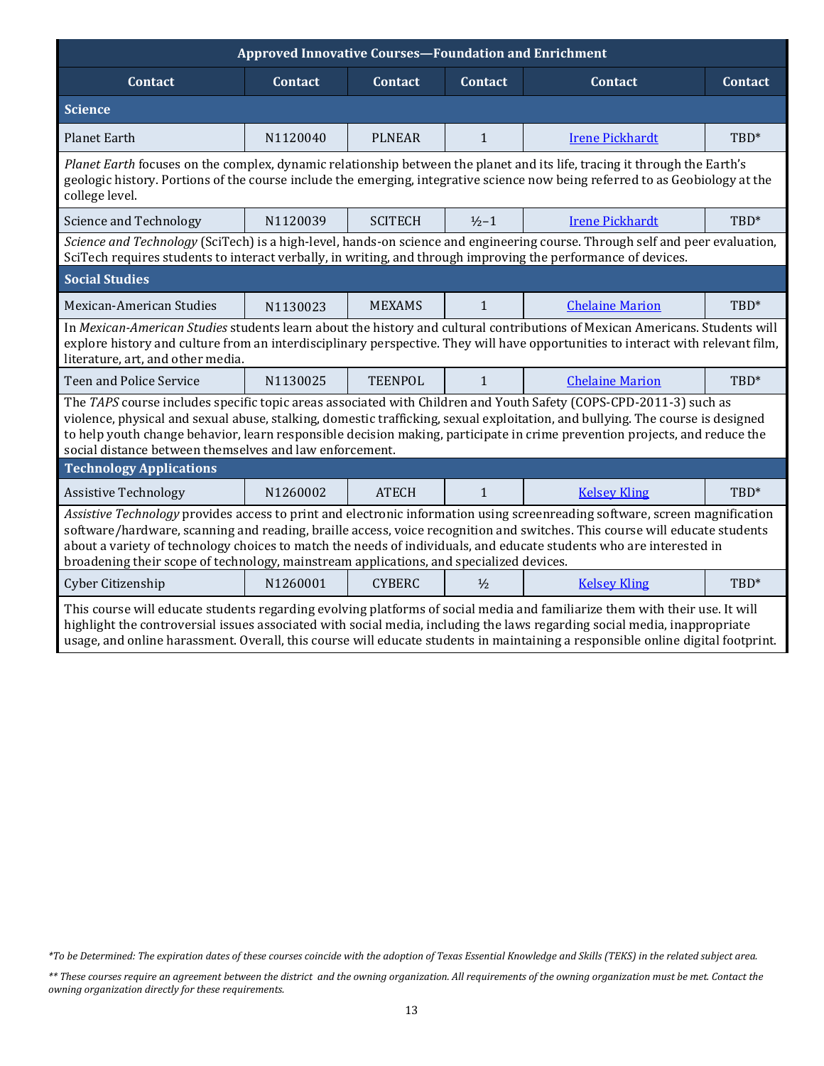| Approved Innovative Courses—Foundation and Enrichment | | | | | |
|---|---|---|---|---|---|
| **Contact** | **Contact** | **Contact** | **Contact** | **Contact** | **Contact** |
| **Science** | | | | | |
| Planet Earth | N1120040 | PLNEAR | 1 | Irene Pickhardt | TBD* |
| *Planet Earth* focuses on the complex, dynamic relationship between the planet and its life, tracing it through the Earth's geologic history. Portions of the course include the emerging, integrative science now being referred to as Geobiology at the college level. | | | | | |
| Science and Technology | N1120039 | SCITECH | ½–1 | Irene Pickhardt | TBD* |
| *Science and Technology* (SciTech) is a high-level, hands-on science and engineering course. Through self and peer evaluation, SciTech requires students to interact verbally, in writing, and through improving the performance of devices. | | | | | |
| **Social Studies** | | | | | |
| Mexican-American Studies | N1130023 | MEXAMS | 1 | Chelaine Marion | TBD* |
| In *Mexican-American Studies* students learn about the history and cultural contributions of Mexican Americans. Students will explore history and culture from an interdisciplinary perspective. They will have opportunities to interact with relevant film, literature, art, and other media. | | | | | |
| Teen and Police Service | N1130025 | TEENPOL | 1 | Chelaine Marion | TBD* |
| The *TAPS* course includes specific topic areas associated with Children and Youth Safety (COPS-CPD-2011-3) such as violence, physical and sexual abuse, stalking, domestic trafficking, sexual exploitation, and bullying. The course is designed to help youth change behavior, learn responsible decision making, participate in crime prevention projects, and reduce the social distance between themselves and law enforcement. | | | | | |
| **Technology Applications** | | | | | |
| Assistive Technology | N1260002 | ATECH | 1 | Kelsey Kling | TBD* |
| *Assistive Technology* provides access to print and electronic information using screenreading software, screen magnification software/hardware, scanning and reading, braille access, voice recognition and switches. This course will educate students about a variety of technology choices to match the needs of individuals, and educate students who are interested in broadening their scope of technology, mainstream applications, and specialized devices. | | | | | |
| Cyber Citizenship | N1260001 | CYBERC | ½ | Kelsey Kling | TBD* |
| This course will educate students regarding evolving platforms of social media and familiarize them with their use. It will highlight the controversial issues associated with social media, including the laws regarding social media, inappropriate usage, and online harassment. Overall, this course will educate students in maintaining a responsible online digital footprint. | | | | | |

*\*To be Determined: The expiration dates of these courses coincide with the adoption of Texas Essential Knowledge and Skills (TEKS) in the related subject area.*

*\*\* These courses require an agreement between the district and the owning organization. All requirements of the owning organization must be met. Contact the owning organization directly for these requirements.*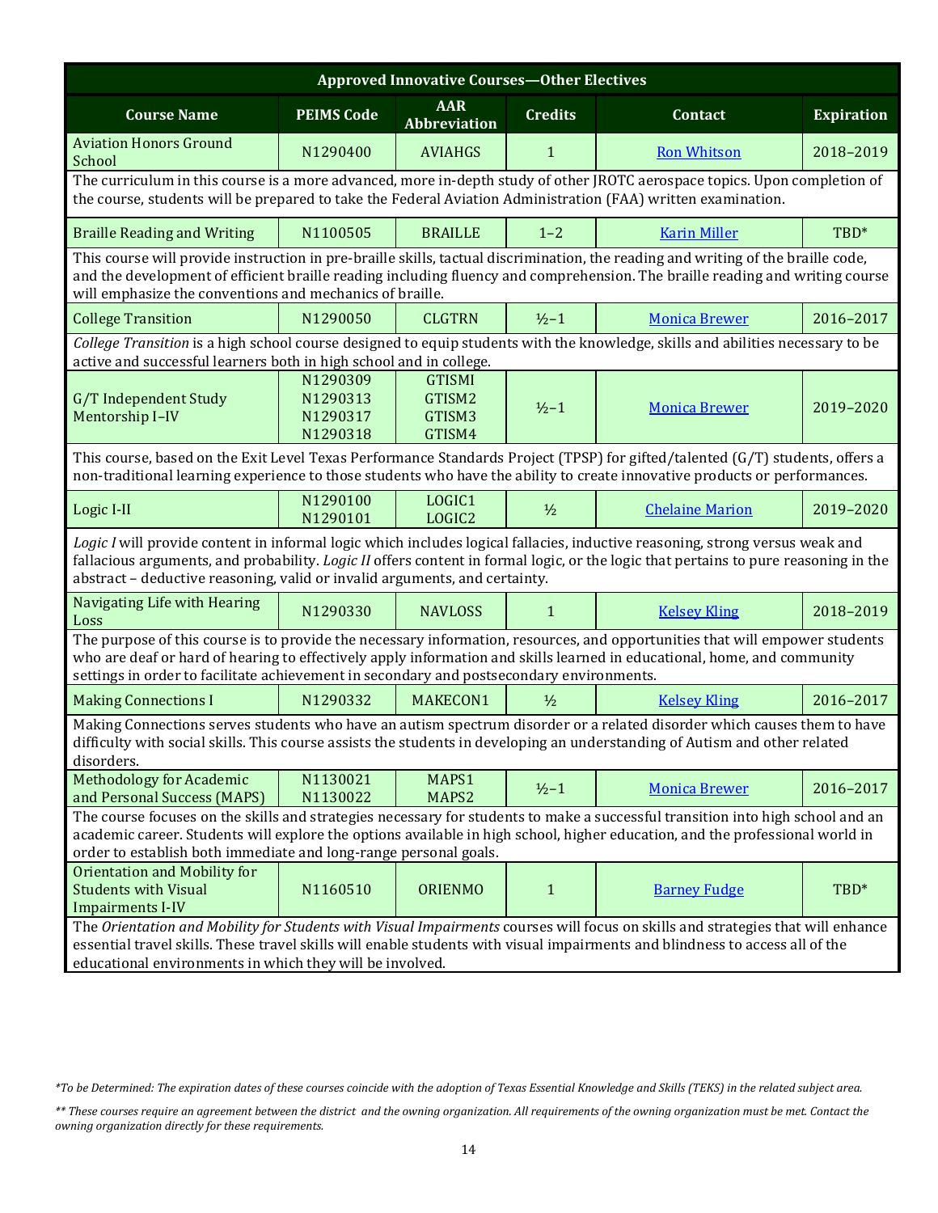| Approved Innovative Courses—Other Electives | | | | | |
|---|---|---|---|---|---|
| **Course Name** | **PEIMS Code** | **AAR Abbreviation** | **Credits** | **Contact** | **Expiration** |
| Aviation Honors Ground School | N1290400 | AVIAHGS | 1 | Ron Whitson | 2018–2019 |
| The curriculum in this course is a more advanced, more in-depth study of other JROTC aerospace topics. Upon completion of the course, students will be prepared to take the Federal Aviation Administration (FAA) written examination. | | | | | |
| Braille Reading and Writing | N1100505 | BRAILLE | 1–2 | Karin Miller | TBD* |
| This course will provide instruction in pre-braille skills, tactual discrimination, the reading and writing of the braille code, and the development of efficient braille reading including fluency and comprehension. The braille reading and writing course will emphasize the conventions and mechanics of braille. | | | | | |
| College Transition | N1290050 | CLGTRN | ½–1 | Monica Brewer | 2016–2017 |
| *College Transition* is a high school course designed to equip students with the knowledge, skills and abilities necessary to be active and successful learners both in high school and in college. | | | | | |
| G/T Independent Study Mentorship I–IV | N1290309<br>N1290313<br>N1290317<br>N1290318 | GTISMI<br>GTISM2<br>GTISM3<br>GTISM4 | ½–1 | Monica Brewer | 2019–2020 |
| This course, based on the Exit Level Texas Performance Standards Project (TPSP) for gifted/talented (G/T) students, offers a non-traditional learning experience to those students who have the ability to create innovative products or performances. | | | | | |
| Logic I-II | N1290100<br>N1290101 | LOGIC1<br>LOGIC2 | ½ | Chelaine Marion | 2019–2020 |
| *Logic I* will provide content in informal logic which includes logical fallacies, inductive reasoning, strong versus weak and fallacious arguments, and probability. *Logic II* offers content in formal logic, or the logic that pertains to pure reasoning in the abstract – deductive reasoning, valid or invalid arguments, and certainty. | | | | | |
| Navigating Life with Hearing Loss | N1290330 | NAVLOSS | 1 | Kelsey Kling | 2018–2019 |
| The purpose of this course is to provide the necessary information, resources, and opportunities that will empower students who are deaf or hard of hearing to effectively apply information and skills learned in educational, home, and community settings in order to facilitate achievement in secondary and postsecondary environments. | | | | | |
| Making Connections I | N1290332 | MAKECON1 | ½ | Kelsey Kling | 2016–2017 |
| Making Connections serves students who have an autism spectrum disorder or a related disorder which causes them to have difficulty with social skills. This course assists the students in developing an understanding of Autism and other related disorders. | | | | | |
| Methodology for Academic and Personal Success (MAPS) | N1130021<br>N1130022 | MAPS1<br>MAPS2 | ½–1 | Monica Brewer | 2016–2017 |
| The course focuses on the skills and strategies necessary for students to make a successful transition into high school and an academic career. Students will explore the options available in high school, higher education, and the professional world in order to establish both immediate and long-range personal goals. | | | | | |
| Orientation and Mobility for Students with Visual Impairments I-IV | N1160510 | ORIENMO | 1 | Barney Fudge | TBD* |
| The *Orientation and Mobility for Students with Visual Impairments* courses will focus on skills and strategies that will enhance essential travel skills. These travel skills will enable students with visual impairments and blindness to access all of the educational environments in which they will be involved. | | | | | |

*\*To be Determined: The expiration dates of these courses coincide with the adoption of Texas Essential Knowledge and Skills (TEKS) in the related subject area.*

*\*\* These courses require an agreement between the district and the owning organization. All requirements of the owning organization must be met. Contact the owning organization directly for these requirements.*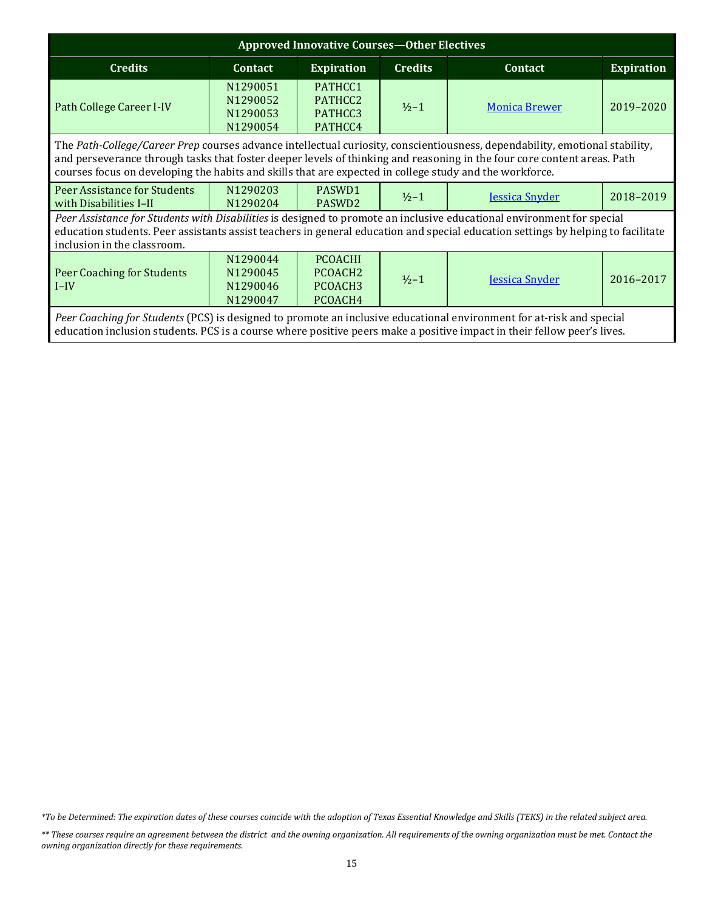| Approved Innovative Courses—Other Electives | | | | | |
|---|---|---|---|---|---|
| **Credits** | **Contact** | **Expiration** | **Credits** | **Contact** | **Expiration** |
| Path College Career I-IV | N1290051<br>N1290052<br>N1290053<br>N1290054 | PATHCC1<br>PATHCC2<br>PATHCC3<br>PATHCC4 | ½–1 | Monica Brewer | 2019–2020 |
| The *Path-College/Career Prep* courses advance intellectual curiosity, conscientiousness, dependability, emotional stability, and perseverance through tasks that foster deeper levels of thinking and reasoning in the four core content areas. Path courses focus on developing the habits and skills that are expected in college study and the workforce. | | | | | |
| Peer Assistance for Students with Disabilities I–II | N1290203<br>N1290204 | PASWD1<br>PASWD2 | ½–1 | Jessica Snyder | 2018–2019 |
| *Peer Assistance for Students with Disabilities* is designed to promote an inclusive educational environment for special education students. Peer assistants assist teachers in general education and special education settings by helping to facilitate inclusion in the classroom. | | | | | |
| Peer Coaching for Students I–IV | N1290044<br>N1290045<br>N1290046<br>N1290047 | PCOACHI<br>PCOACH2<br>PCOACH3<br>PCOACH4 | ½–1 | Jessica Snyder | 2016–2017 |
| *Peer Coaching for Students* (PCS) is designed to promote an inclusive educational environment for at-risk and special education inclusion students. PCS is a course where positive peers make a positive impact in their fellow peer's lives. | | | | | |

*\*To be Determined: The expiration dates of these courses coincide with the adoption of Texas Essential Knowledge and Skills (TEKS) in the related subject area.*

*\*\* These courses require an agreement between the district and the owning organization. All requirements of the owning organization must be met. Contact the owning organization directly for these requirements.*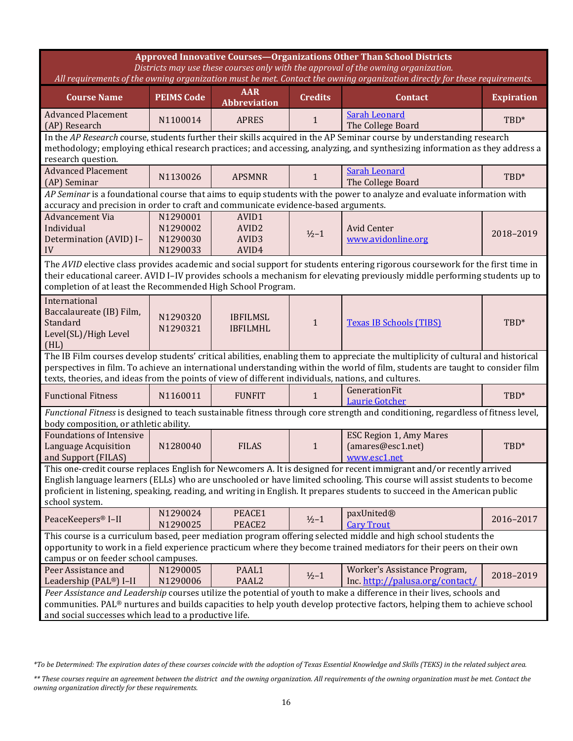**Approved Innovative Courses—Organizations Other Than School Districts**

*Districts may use these courses only with the approval of the owning organization.*
*All requirements of the owning organization must be met. Contact the owning organization directly for these requirements.*

| Course Name | PEIMS Code | AAR Abbreviation | Credits | Contact | Expiration |
|---|---|---|---|---|---|
| Advanced Placement (AP) Research | N1100014 | APRES | 1 | Sarah Leonard The College Board | TBD* |
| In the *AP Research* course, students further their skills acquired in the AP Seminar course by understanding research methodology; employing ethical research practices; and accessing, analyzing, and synthesizing information as they address a research question. | | | | | |
| Advanced Placement (AP) Seminar | N1130026 | APSMNR | 1 | Sarah Leonard The College Board | TBD* |
| *AP Seminar* is a foundational course that aims to equip students with the power to analyze and evaluate information with accuracy and precision in order to craft and communicate evidence-based arguments. | | | | | |
| Advancement Via Individual Determination (AVID) I–IV | N1290001 N1290002 N1290030 N1290033 | AVID1 AVID2 AVID3 AVID4 | ½–1 | Avid Center www.avidonline.org | 2018–2019 |
| The *AVID* elective class provides academic and social support for students entering rigorous coursework for the first time in their educational career. AVID I–IV provides schools a mechanism for elevating previously middle performing students up to completion of at least the Recommended High School Program. | | | | | |
| International Baccalaureate (IB) Film, Standard Level(SL)/High Level (HL) | N1290320 N1290321 | IBFILMSL IBFILMHL | 1 | Texas IB Schools (TIBS) | TBD* |
| The IB Film courses develop students' critical abilities, enabling them to appreciate the multiplicity of cultural and historical perspectives in film. To achieve an international understanding within the world of film, students are taught to consider film texts, theories, and ideas from the points of view of different individuals, nations, and cultures. | | | | | |
| Functional Fitness | N1160011 | FUNFIT | 1 | GenerationFit Laurie Gotcher | TBD* |
| *Functional Fitness* is designed to teach sustainable fitness through core strength and conditioning, regardless of fitness level, body composition, or athletic ability. | | | | | |
| Foundations of Intensive Language Acquisition and Support (FILAS) | N1280040 | FILAS | 1 | ESC Region 1, Amy Mares (amares@esc1.net) www.esc1.net | TBD* |
| This one-credit course replaces English for Newcomers A. It is designed for recent immigrant and/or recently arrived English language learners (ELLs) who are unschooled or have limited schooling. This course will assist students to become proficient in listening, speaking, reading, and writing in English. It prepares students to succeed in the American public school system. | | | | | |
| PeaceKeepers® I–II | N1290024 N1290025 | PEACE1 PEACE2 | ½–1 | paxUnited® Cary Trout | 2016–2017 |
| This course is a curriculum based, peer mediation program offering selected middle and high school students the opportunity to work in a field experience practicum where they become trained mediators for their peers on their own campus or on feeder school campuses. | | | | | |
| Peer Assistance and Leadership (PAL®) I–II | N1290005 N1290006 | PAAL1 PAAL2 | ½–1 | Worker's Assistance Program, Inc. http://palusa.org/contact/ | 2018–2019 |
| *Peer Assistance and Leadership* courses utilize the potential of youth to make a difference in their lives, schools and communities. PAL® nurtures and builds capacities to help youth develop protective factors, helping them to achieve school and social successes which lead to a productive life. | | | | | |

*\*To be Determined: The expiration dates of these courses coincide with the adoption of Texas Essential Knowledge and Skills (TEKS) in the related subject area.*

*\*\* These courses require an agreement between the district and the owning organization. All requirements of the owning organization must be met. Contact the owning organization directly for these requirements.*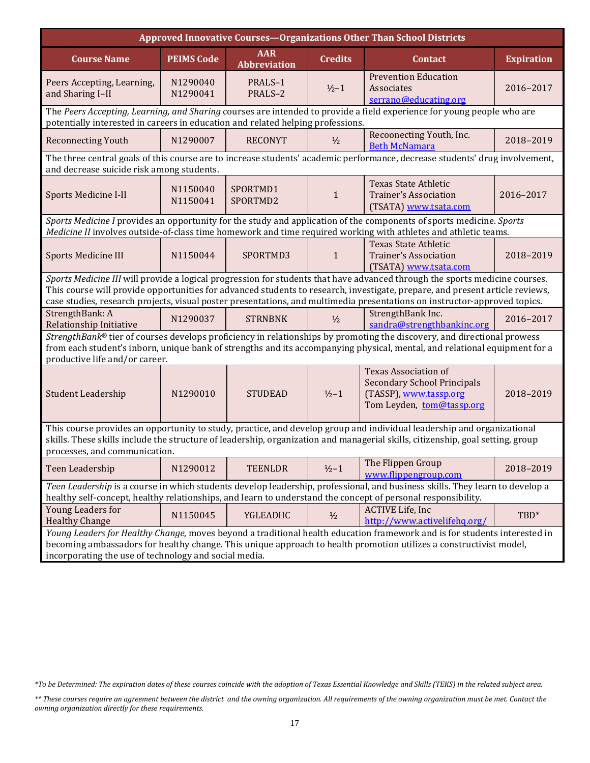| Approved Innovative Courses—Organizations Other Than School Districts | | | | | |
|---|---|---|---|---|---|
| **Course Name** | **PEIMS Code** | **AAR Abbreviation** | **Credits** | **Contact** | **Expiration** |
| Peers Accepting, Learning, and Sharing I–II | N1290040 N1290041 | PRALS–1 PRALS–2 | ½–1 | Prevention Education Associates serrano@educating.org | 2016–2017 |
| The *Peers Accepting, Learning, and Sharing* courses are intended to provide a field experience for young people who are potentially interested in careers in education and related helping professions. | | | | | |
| Reconnecting Youth | N1290007 | RECONYT | ½ | Recoonecting Youth, Inc. Beth McNamara | 2018–2019 |
| The three central goals of this course are to increase students' academic performance, decrease students' drug involvement, and decrease suicide risk among students. | | | | | |
| Sports Medicine I-II | N1150040 N1150041 | SPORTMD1 SPORTMD2 | 1 | Texas State Athletic Trainer's Association (TSATA) www.tsata.com | 2016–2017 |
| *Sports Medicine I* provides an opportunity for the study and application of the components of sports medicine. *Sports Medicine II* involves outside-of-class time homework and time required working with athletes and athletic teams. | | | | | |
| Sports Medicine III | N1150044 | SPORTMD3 | 1 | Texas State Athletic Trainer's Association (TSATA) www.tsata.com | 2018–2019 |
| *Sports Medicine III* will provide a logical progression for students that have advanced through the sports medicine courses. This course will provide opportunities for advanced students to research, investigate, prepare, and present article reviews, case studies, research projects, visual poster presentations, and multimedia presentations on instructor-approved topics. | | | | | |
| StrengthBank: A Relationship Initiative | N1290037 | STRNBNK | ½ | StrengthBank Inc. sandra@strengthbankinc.org | 2016–2017 |
| *StrengthBank*® tier of courses develops proficiency in relationships by promoting the discovery, and directional prowess from each student's inborn, unique bank of strengths and its accompanying physical, mental, and relational equipment for a productive life and/or career. | | | | | |
| Student Leadership | N1290010 | STUDEAD | ½–1 | Texas Association of Secondary School Principals (TASSP), www.tassp.org Tom Leyden, tom@tassp.org | 2018–2019 |
| This course provides an opportunity to study, practice, and develop group and individual leadership and organizational skills. These skills include the structure of leadership, organization and managerial skills, citizenship, goal setting, group processes, and communication. | | | | | |
| Teen Leadership | N1290012 | TEENLDR | ½–1 | The Flippen Group www.flippengroup.com | 2018–2019 |
| *Teen Leadership* is a course in which students develop leadership, professional, and business skills. They learn to develop a healthy self-concept, healthy relationships, and learn to understand the concept of personal responsibility. | | | | | |
| Young Leaders for Healthy Change | N1150045 | YGLEADHC | ½ | ACTIVE Life, Inc http://www.activelifehq.org/ | TBD* |
| *Young Leaders for Healthy Change*, moves beyond a traditional health education framework and is for students interested in becoming ambassadors for healthy change. This unique approach to health promotion utilizes a constructivist model, incorporating the use of technology and social media. | | | | | |

*\*To be Determined: The expiration dates of these courses coincide with the adoption of Texas Essential Knowledge and Skills (TEKS) in the related subject area.*

*\*\* These courses require an agreement between the district and the owning organization. All requirements of the owning organization must be met. Contact the owning organization directly for these requirements.*